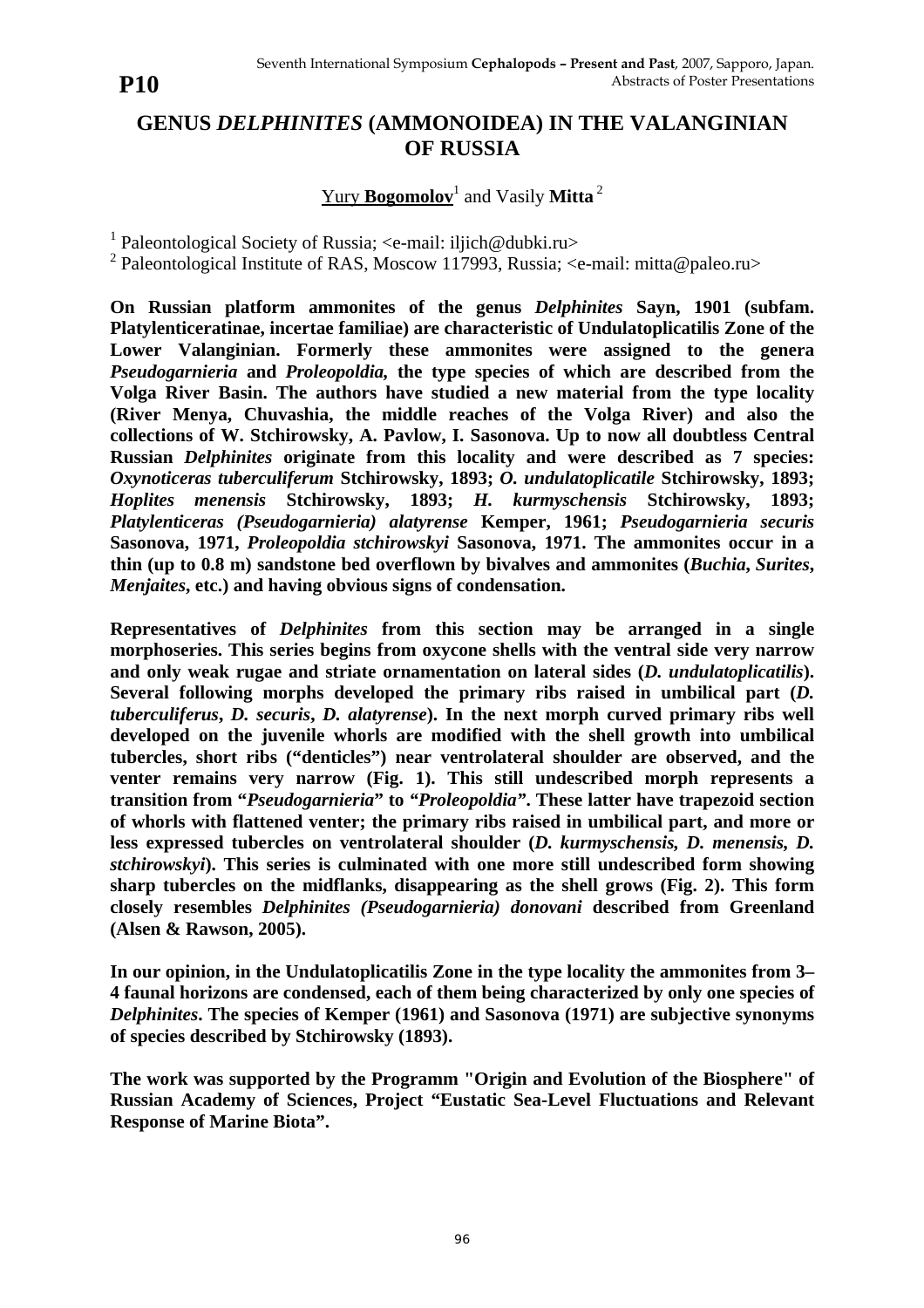**P10**

# GENUS *DELPHINITES* (AMMONOIDEA) IN THE VALANGINIAN OF RUSSIA

Yury **Bogomolov**[1] and Vasily **Mitta**[2]

[1] Paleontological Society of Russia; <e-mail: iljich@dubki.ru>
[2] Paleontological Institute of RAS, Moscow 117993, Russia; <e-mail: mitta@paleo.ru>

**On Russian platform ammonites of the genus *Delphinites* Sayn, 1901 (subfam. Platylenticeratinae, incertae familiae) are characteristic of Undulatoplicatilis Zone of the Lower Valanginian. Formerly these ammonites were assigned to the genera *Pseudogarnieria* and *Proleopoldia*, the type species of which are described from the Volga River Basin. The authors have studied a new material from the type locality (River Menya, Chuvashia, the middle reaches of the Volga River) and also the collections of W. Stchirowsky, A. Pavlow, I. Sasonova. Up to now all doubtless Central Russian *Delphinites* originate from this locality and were described as 7 species: *Oxynoticeras tuberculiferum* Stchirowsky, 1893; *O. undulatoplicatile* Stchirowsky, 1893; *Hoplites menensis* Stchirowsky, 1893; *H. kurmyschensis* Stchirowsky, 1893; *Platylenticeras (Pseudogarnieria) alatyrense* Kemper, 1961; *Pseudogarnieria securis* Sasonova, 1971, *Proleopoldia stchirowskyi* Sasonova, 1971. The ammonites occur in a thin (up to 0.8 m) sandstone bed overflown by bivalves and ammonites (*Buchia*, *Surites*, *Menjaites*, etc.) and having obvious signs of condensation.**

**Representatives of *Delphinites* from this section may be arranged in a single morphoseries. This series begins from oxycone shells with the ventral side very narrow and only weak rugae and striate ornamentation on lateral sides (*D. undulatoplicatilis*). Several following morphs developed the primary ribs raised in umbilical part (*D. tuberculiferus*, *D. securis*, *D. alatyrense*). In the next morph curved primary ribs well developed on the juvenile whorls are modified with the shell growth into umbilical tubercles, short ribs ("denticles") near ventrolateral shoulder are observed, and the venter remains very narrow (Fig. 1). This still undescribed morph represents a transition from "*Pseudogarnieria*" to "*Proleopoldia*". These latter have trapezoid section of whorls with flattened venter; the primary ribs raised in umbilical part, and more or less expressed tubercles on ventrolateral shoulder (*D. kurmyschensis, D. menensis, D. stchirowskyi*). This series is culminated with one more still undescribed form showing sharp tubercles on the midflanks, disappearing as the shell grows (Fig. 2). This form closely resembles *Delphinites (Pseudogarnieria) donovani* described from Greenland (Alsen & Rawson, 2005).**

**In our opinion, in the Undulatoplicatilis Zone in the type locality the ammonites from 3–4 faunal horizons are condensed, each of them being characterized by only one species of *Delphinites*. The species of Kemper (1961) and Sasonova (1971) are subjective synonyms of species described by Stchirowsky (1893).**

**The work was supported by the Programm "Origin and Evolution of the Biosphere" of Russian Academy of Sciences, Project "Eustatic Sea-Level Fluctuations and Relevant Response of Marine Biota".**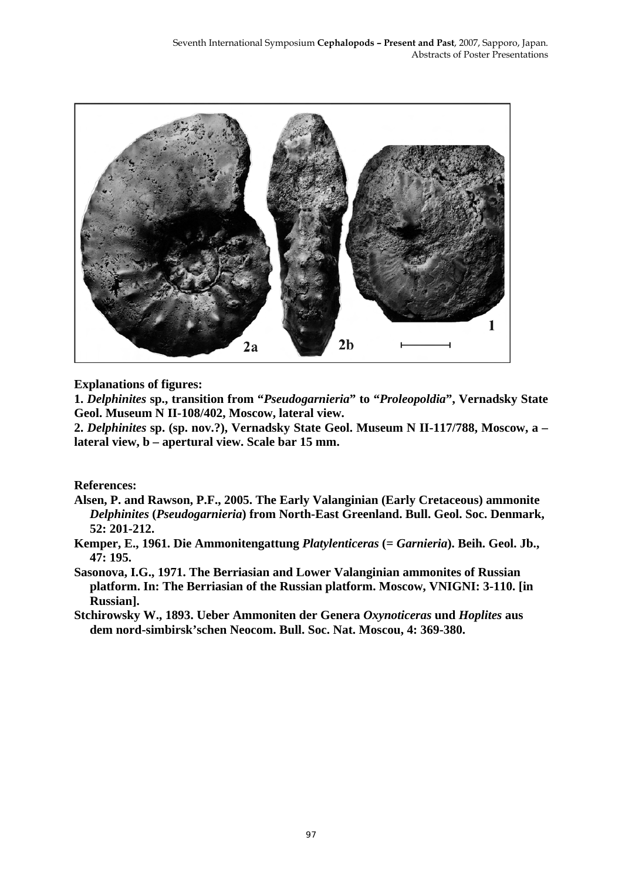**Explanations of figures:**

**1.** ***Delphinites*** **sp., transition from "*****Pseudogarnieria*****" to "*****Proleopoldia*****", Vernadsky State Geol. Museum N II-108/402, Moscow, lateral view.**

**2.** ***Delphinites*** **sp. (sp. nov.?), Vernadsky State Geol. Museum N II-117/788, Moscow, a – lateral view, b – apertural view. Scale bar 15 mm.**

**References:**

**Alsen, P. and Rawson, P.F., 2005. The Early Valanginian (Early Cretaceous) ammonite *Delphinites* (*Pseudogarnieria*) from North-East Greenland. Bull. Geol. Soc. Denmark, 52: 201-212.**

**Kemper, E., 1961. Die Ammonitengattung *Platylenticeras* (= *Garnieria*). Beih. Geol. Jb., 47: 195.**

**Sasonova, I.G., 1971. The Berriasian and Lower Valanginian ammonites of Russian platform. In: The Berriasian of the Russian platform. Moscow, VNIGNI: 3-110. [in Russian].**

**Stchirowsky W., 1893. Ueber Ammoniten der Genera *Oxynoticeras* und *Hoplites* aus dem nord-simbirsk'schen Neocom. Bull. Soc. Nat. Moscou, 4: 369-380.**